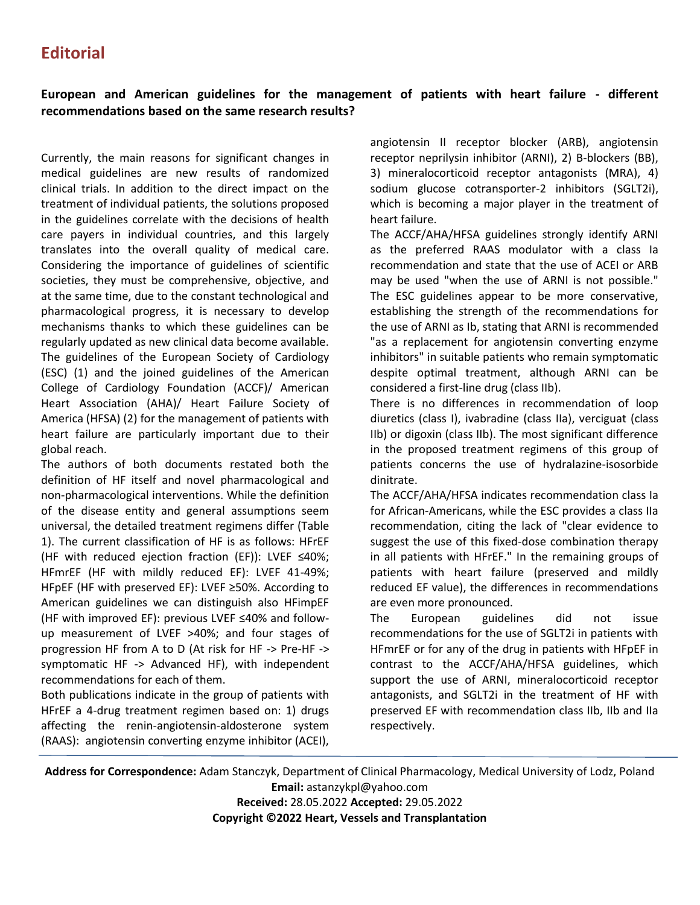# Editorial

**European and American guidelines for the management of patients with heart failure - different recommendations based on the same research results?**

Currently, the main reasons for significant changes in medical guidelines are new results of randomized clinical trials. In addition to the direct impact on the treatment of individual patients, the solutions proposed in the guidelines correlate with the decisions of health care payers in individual countries, and this largely translates into the overall quality of medical care. Considering the importance of guidelines of scientific societies, they must be comprehensive, objective, and at the same time, due to the constant technological and pharmacological progress, it is necessary to develop mechanisms thanks to which these guidelines can be regularly updated as new clinical data become available. The guidelines of the European Society of Cardiology (ESC) (1) and the joined guidelines of the American College of Cardiology Foundation (ACCF)/ American Heart Association (AHA)/ Heart Failure Society of America (HFSA) (2) for the management of patients with heart failure are particularly important due to their global reach.

The authors of both documents restated both the definition of HF itself and novel pharmacological and non-pharmacological interventions. While the definition of the disease entity and general assumptions seem universal, the detailed treatment regimens differ (Table 1). The current classification of HF is as follows: HFrEF (HF with reduced ejection fraction (EF)): LVEF ≤40%; HFmrEF (HF with mildly reduced EF): LVEF 41-49%; HFpEF (HF with preserved EF): LVEF ≥50%. According to American guidelines we can distinguish also HFimpEF (HF with improved EF): previous LVEF ≤40% and follow-up measurement of LVEF >40%; and four stages of progression HF from A to D (At risk for HF -> Pre-HF -> symptomatic HF -> Advanced HF), with independent recommendations for each of them.

Both publications indicate in the group of patients with HFrEF a 4-drug treatment regimen based on: 1) drugs affecting the renin-angiotensin-aldosterone system (RAAS): angiotensin converting enzyme inhibitor (ACEI), angiotensin II receptor blocker (ARB), angiotensin receptor neprilysin inhibitor (ARNI), 2) B-blockers (BB), 3) mineralocorticoid receptor antagonists (MRA), 4) sodium glucose cotransporter-2 inhibitors (SGLT2i), which is becoming a major player in the treatment of heart failure.

The ACCF/AHA/HFSA guidelines strongly identify ARNI as the preferred RAAS modulator with a class Ia recommendation and state that the use of ACEI or ARB may be used "when the use of ARNI is not possible." The ESC guidelines appear to be more conservative, establishing the strength of the recommendations for the use of ARNI as Ib, stating that ARNI is recommended "as a replacement for angiotensin converting enzyme inhibitors" in suitable patients who remain symptomatic despite optimal treatment, although ARNI can be considered a first-line drug (class IIb).

There is no differences in recommendation of loop diuretics (class I), ivabradine (class IIa), verciguat (class IIb) or digoxin (class IIb). The most significant difference in the proposed treatment regimens of this group of patients concerns the use of hydralazine-isosorbide dinitrate.

The ACCF/AHA/HFSA indicates recommendation class Ia for African-Americans, while the ESC provides a class IIa recommendation, citing the lack of "clear evidence to suggest the use of this fixed-dose combination therapy in all patients with HFrEF." In the remaining groups of patients with heart failure (preserved and mildly reduced EF value), the differences in recommendations are even more pronounced.

The European guidelines did not issue recommendations for the use of SGLT2i in patients with HFmrEF or for any of the drug in patients with HFpEF in contrast to the ACCF/AHA/HFSA guidelines, which support the use of ARNI, mineralocorticoid receptor antagonists, and SGLT2i in the treatment of HF with preserved EF with recommendation class IIb, IIb and IIa respectively.

**Address for Correspondence:** Adam Stanczyk, Department of Clinical Pharmacology, Medical University of Lodz, Poland
**Email:** astanzykpl@yahoo.com
**Received:** 28.05.2022 **Accepted:** 29.05.2022
**Copyright ©2022 Heart, Vessels and Transplantation**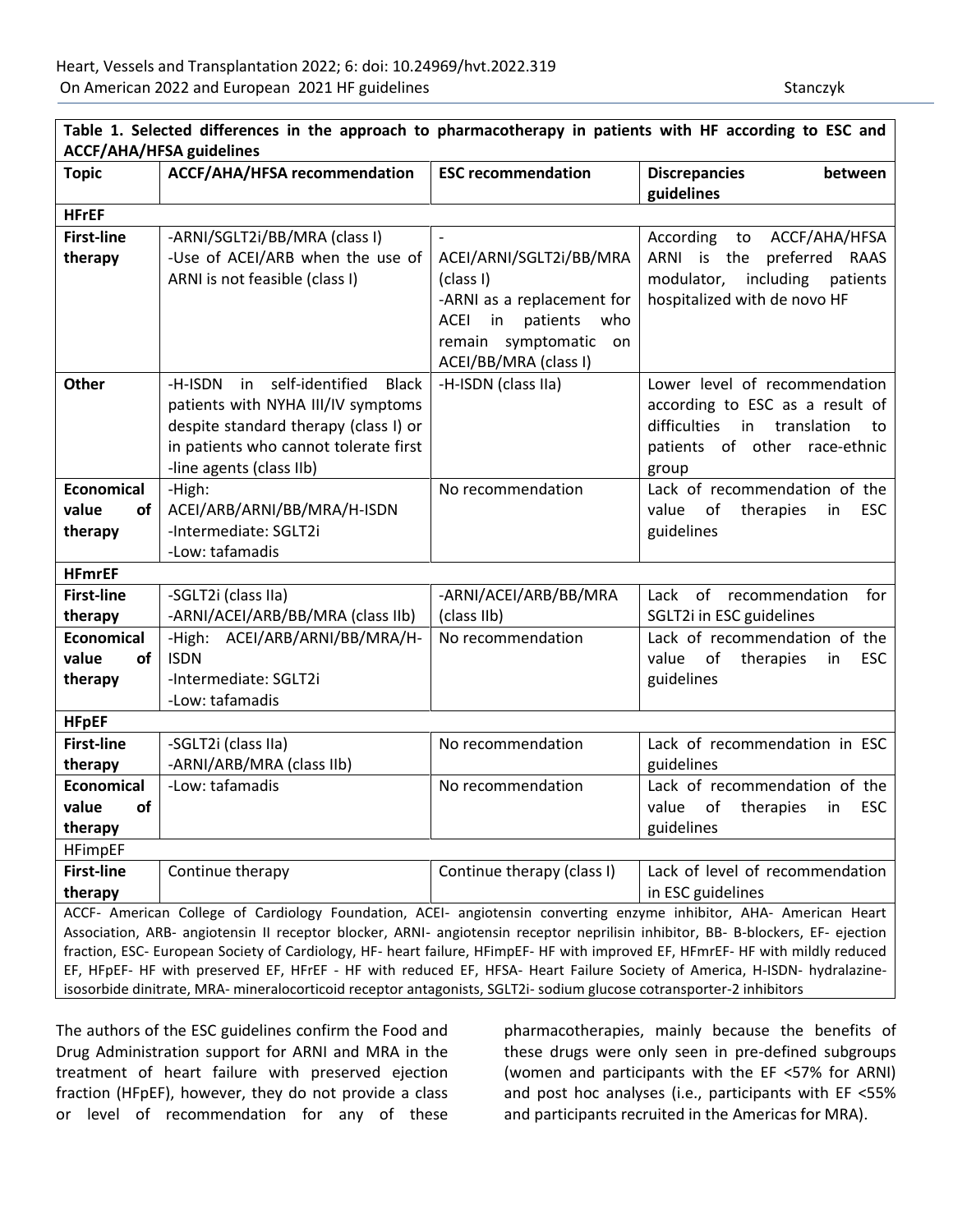**Table 1. Selected differences in the approach to pharmacotherapy in patients with HF according to ESC and ACCF/AHA/HFSA guidelines**

| Topic | ACCF/AHA/HFSA recommendation | ESC recommendation | Discrepancies between guidelines |
|---|---|---|---|
| **HFrEF** | | | |
| **First-line therapy** | -ARNI/SGLT2i/BB/MRA (class I)<br>-Use of ACEI/ARB when the use of ARNI is not feasible (class I) | -<br>ACEI/ARNI/SGLT2i/BB/MRA (class I)<br>-ARNI as a replacement for ACEI in patients who remain symptomatic on ACEI/BB/MRA (class I) | According to ACCF/AHA/HFSA ARNI is the preferred RAAS modulator, including patients hospitalized with de novo HF |
| **Other** | -H-ISDN in self-identified Black patients with NYHA III/IV symptoms despite standard therapy (class I) or in patients who cannot tolerate first -line agents (class IIb) | -H-ISDN (class IIa) | Lower level of recommendation according to ESC as a result of difficulties in translation to patients of other race-ethnic group |
| **Economical value of therapy** | -High: ACEI/ARB/ARNI/BB/MRA/H-ISDN<br>-Intermediate: SGLT2i<br>-Low: tafamadis | No recommendation | Lack of recommendation of the value of therapies in ESC guidelines |
| **HFmrEF** | | | |
| **First-line therapy** | -SGLT2i (class IIa)<br>-ARNI/ACEI/ARB/BB/MRA (class IIb) | -ARNI/ACEI/ARB/BB/MRA (class IIb) | Lack of recommendation for SGLT2i in ESC guidelines |
| **Economical value of therapy** | -High: ACEI/ARB/ARNI/BB/MRA/H-ISDN<br>-Intermediate: SGLT2i<br>-Low: tafamadis | No recommendation | Lack of recommendation of the value of therapies in ESC guidelines |
| **HFpEF** | | | |
| **First-line therapy** | -SGLT2i (class IIa)<br>-ARNI/ARB/MRA (class IIb) | No recommendation | Lack of recommendation in ESC guidelines |
| **Economical value of therapy** | -Low: tafamadis | No recommendation | Lack of recommendation of the value of therapies in ESC guidelines |
| HFimpEF | | | |
| **First-line therapy** | Continue therapy | Continue therapy (class I) | Lack of level of recommendation in ESC guidelines |

ACCF- American College of Cardiology Foundation, ACEI- angiotensin converting enzyme inhibitor, AHA- American Heart Association, ARB- angiotensin II receptor blocker, ARNI- angiotensin receptor neprilisin inhibitor, BB- B-blockers, EF- ejection fraction, ESC- European Society of Cardiology, HF- heart failure, HFimpEF- HF with improved EF, HFmrEF- HF with mildly reduced EF, HFpEF- HF with preserved EF, HFrEF - HF with reduced EF, HFSA- Heart Failure Society of America, H-ISDN- hydralazine-isosorbide dinitrate, MRA- mineralocorticoid receptor antagonists, SGLT2i- sodium glucose cotransporter-2 inhibitors

The authors of the ESC guidelines confirm the Food and Drug Administration support for ARNI and MRA in the treatment of heart failure with preserved ejection fraction (HFpEF), however, they do not provide a class or level of recommendation for any of these pharmacotherapies, mainly because the benefits of these drugs were only seen in pre-defined subgroups (women and participants with the EF <57% for ARNI) and post hoc analyses (i.e., participants with EF <55% and participants recruited in the Americas for MRA).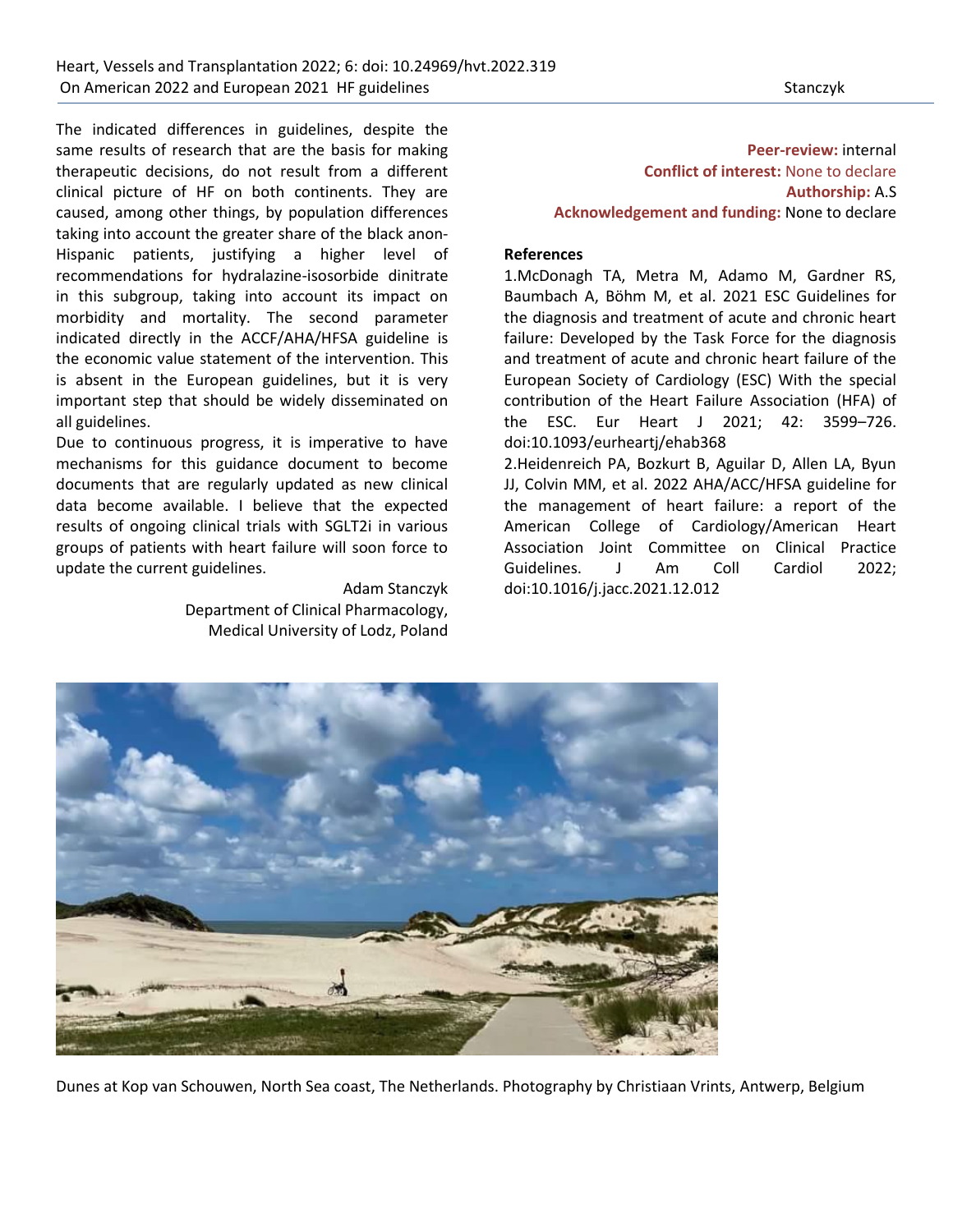The indicated differences in guidelines, despite the same results of research that are the basis for making therapeutic decisions, do not result from a different clinical picture of HF on both continents. They are caused, among other things, by population differences taking into account the greater share of the black anon-Hispanic patients, justifying a higher level of recommendations for hydralazine-isosorbide dinitrate in this subgroup, taking into account its impact on morbidity and mortality. The second parameter indicated directly in the ACCF/AHA/HFSA guideline is the economic value statement of the intervention. This is absent in the European guidelines, but it is very important step that should be widely disseminated on all guidelines.

Due to continuous progress, it is imperative to have mechanisms for this guidance document to become documents that are regularly updated as new clinical data become available. I believe that the expected results of ongoing clinical trials with SGLT2i in various groups of patients with heart failure will soon force to update the current guidelines.

Adam Stanczyk
Department of Clinical Pharmacology,
Medical University of Lodz, Poland

**Peer-review:** internal
**Conflict of interest:** None to declare
**Authorship:** A.S
**Acknowledgement and funding:** None to declare

**References**

1.McDonagh TA, Metra M, Adamo M, Gardner RS, Baumbach A, Böhm M, et al. 2021 ESC Guidelines for the diagnosis and treatment of acute and chronic heart failure: Developed by the Task Force for the diagnosis and treatment of acute and chronic heart failure of the European Society of Cardiology (ESC) With the special contribution of the Heart Failure Association (HFA) of the ESC. Eur Heart J 2021; 42: 3599–726. doi:10.1093/eurheartj/ehab368

2.Heidenreich PA, Bozkurt B, Aguilar D, Allen LA, Byun JJ, Colvin MM, et al. 2022 AHA/ACC/HFSA guideline for the management of heart failure: a report of the American College of Cardiology/American Heart Association Joint Committee on Clinical Practice Guidelines. J Am Coll Cardiol 2022; doi:10.1016/j.jacc.2021.12.012

Dunes at Kop van Schouwen, North Sea coast, The Netherlands. Photography by Christiaan Vrints, Antwerp, Belgium